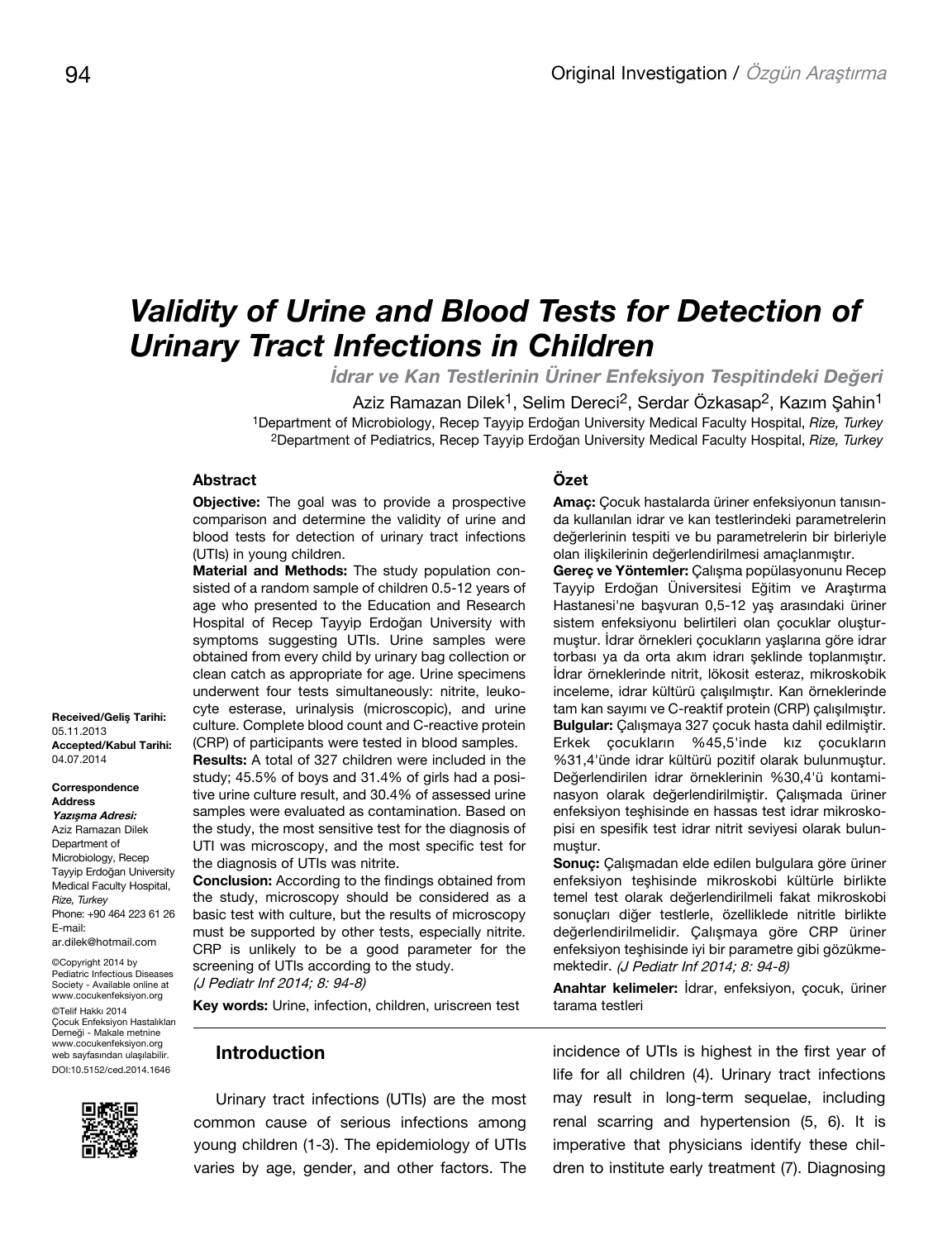# Validity of Urine and Blood Tests for Detection of Urinary Tract Infections in Children

*İdrar ve Kan Testlerinin Üriner Enfeksiyon Tespitindeki Değeri*

Aziz Ramazan Dilek[1], Selim Dereci[2], Serdar Özkasap[2], Kazım Şahin[1]

[1]Department of Microbiology, Recep Tayyip Erdoğan University Medical Faculty Hospital, *Rize, Turkey*
[2]Department of Pediatrics, Recep Tayyip Erdoğan University Medical Faculty Hospital, *Rize, Turkey*

**Received/Geliş Tarihi:** 05.11.2013
**Accepted/Kabul Tarihi:** 04.07.2014

**Correspondence Address**
***Yazışma Adresi:***
Aziz Ramazan Dilek
Department of Microbiology, Recep Tayyip Erdoğan University Medical Faculty Hospital, *Rize, Turkey*
Phone: +90 464 223 61 26
E-mail: ar.dilek@hotmail.com

©Copyright 2014 by Pediatric Infectious Diseases Society - Available online at www.cocukenfeksiyon.org
©Telif Hakkı 2014 Çocuk Enfeksiyon Hastalıkları Derneği - Makale metnine www.cocukenfeksiyon.org web sayfasından ulaşılabilir.
DOI:10.5152/ced.2014.1646

## Abstract

**Objective:** The goal was to provide a prospective comparison and determine the validity of urine and blood tests for detection of urinary tract infections (UTIs) in young children.

**Material and Methods:** The study population consisted of a random sample of children 0.5-12 years of age who presented to the Education and Research Hospital of Recep Tayyip Erdoğan University with symptoms suggesting UTIs. Urine samples were obtained from every child by urinary bag collection or clean catch as appropriate for age. Urine specimens underwent four tests simultaneously: nitrite, leukocyte esterase, urinalysis (microscopic), and urine culture. Complete blood count and C-reactive protein (CRP) of participants were tested in blood samples.

**Results:** A total of 327 children were included in the study; 45.5% of boys and 31.4% of girls had a positive urine culture result, and 30.4% of assessed urine samples were evaluated as contamination. Based on the study, the most sensitive test for the diagnosis of UTI was microscopy, and the most specific test for the diagnosis of UTIs was nitrite.

**Conclusion:** According to the findings obtained from the study, microscopy should be considered as a basic test with culture, but the results of microscopy must be supported by other tests, especially nitrite. CRP is unlikely to be a good parameter for the screening of UTIs according to the study.
*(J Pediatr Inf 2014; 8: 94-8)*

**Key words:** Urine, infection, children, uriscreen test

## Özet

**Amaç:** Çocuk hastalarda üriner enfeksiyonun tanısında kullanılan idrar ve kan testlerindeki parametrelerin değerlerinin tespiti ve bu parametrelerin bir birleriyle olan ilişkilerinin değerlendirilmesi amaçlanmıştır.

**Gereç ve Yöntemler:** Çalışma popülasyonunu Recep Tayyip Erdoğan Üniversitesi Eğitim ve Araştırma Hastanesi'ne başvuran 0,5-12 yaş arasındaki üriner sistem enfeksiyonu belirtileri olan çocuklar oluşturmuştur. İdrar örnekleri çocukların yaşlarına göre idrar torbası ya da orta akım idrarı şeklinde toplanmıştır. İdrar örneklerinde nitrit, lökosit esteraz, mikroskobik inceleme, idrar kültürü çalışılmıştır. Kan örneklerinde tam kan sayımı ve C-reaktif protein (CRP) çalışılmıştır.

**Bulgular:** Çalışmaya 327 çocuk hasta dahil edilmiştir. Erkek çocukların %45,5'inde kız çocukların %31,4'ünde idrar kültürü pozitif olarak bulunmuştur. Değerlendirilen idrar örneklerinin %30,4'ü kontaminasyon olarak değerlendirilmiştir. Çalışmada üriner enfeksiyon teşhisinde en hassas test idrar mikroskopisi en spesifik test idrar nitrit seviyesi olarak bulunmuştur.

**Sonuç:** Çalışmadan elde edilen bulgulara göre üriner enfeksiyon teşhisinde mikroskobi kültürle birlikte temel test olarak değerlendirilmeli fakat mikroskobi sonuçları diğer testlerle, özellikle de nitritle birlikte değerlendirilmelidir. Çalışmaya göre CRP üriner enfeksiyon teşhisinde iyi bir parametre gibi gözükmemektedir. *(J Pediatr Inf 2014; 8: 94-8)*

**Anahtar kelimeler:** İdrar, enfeksiyon, çocuk, üriner tarama testleri

## Introduction

Urinary tract infections (UTIs) are the most common cause of serious infections among young children (1-3). The epidemiology of UTIs varies by age, gender, and other factors. The incidence of UTIs is highest in the first year of life for all children (4). Urinary tract infections may result in long-term sequelae, including renal scarring and hypertension (5, 6). It is imperative that physicians identify these children to institute early treatment (7). Diagnosing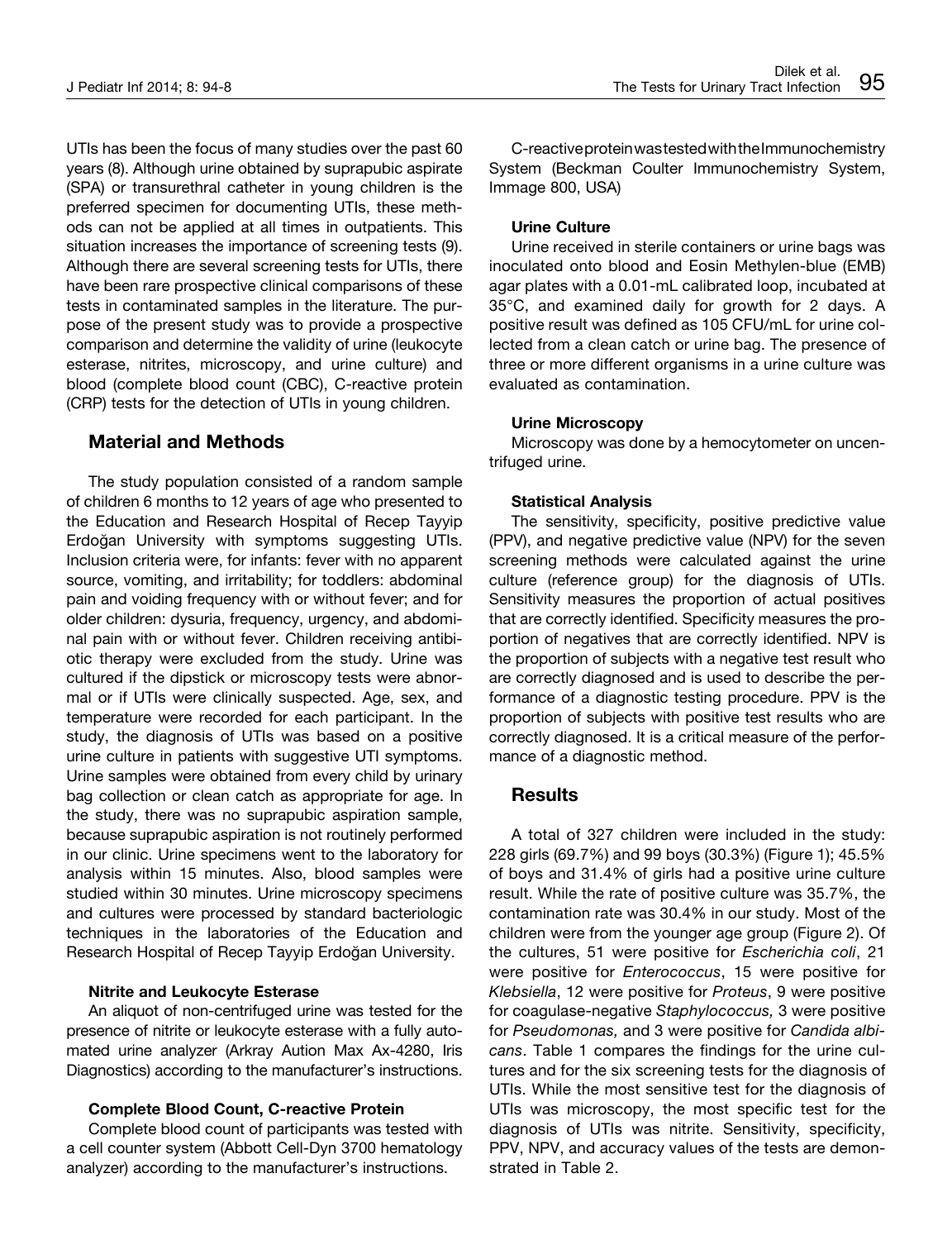UTIs has been the focus of many studies over the past 60 years (8). Although urine obtained by suprapubic aspirate (SPA) or transurethral catheter in young children is the preferred specimen for documenting UTIs, these methods can not be applied at all times in outpatients. This situation increases the importance of screening tests (9). Although there are several screening tests for UTIs, there have been rare prospective clinical comparisons of these tests in contaminated samples in the literature. The purpose of the present study was to provide a prospective comparison and determine the validity of urine (leukocyte esterase, nitrites, microscopy, and urine culture) and blood (complete blood count (CBC), C-reactive protein (CRP) tests for the detection of UTIs in young children.

## Material and Methods

The study population consisted of a random sample of children 6 months to 12 years of age who presented to the Education and Research Hospital of Recep Tayyip Erdoğan University with symptoms suggesting UTIs. Inclusion criteria were, for infants: fever with no apparent source, vomiting, and irritability; for toddlers: abdominal pain and voiding frequency with or without fever; and for older children: dysuria, frequency, urgency, and abdominal pain with or without fever. Children receiving antibiotic therapy were excluded from the study. Urine was cultured if the dipstick or microscopy tests were abnormal or if UTIs were clinically suspected. Age, sex, and temperature were recorded for each participant. In the study, the diagnosis of UTIs was based on a positive urine culture in patients with suggestive UTI symptoms. Urine samples were obtained from every child by urinary bag collection or clean catch as appropriate for age. In the study, there was no suprapubic aspiration sample, because suprapubic aspiration is not routinely performed in our clinic. Urine specimens went to the laboratory for analysis within 15 minutes. Also, blood samples were studied within 30 minutes. Urine microscopy specimens and cultures were processed by standard bacteriologic techniques in the laboratories of the Education and Research Hospital of Recep Tayyip Erdoğan University.

### Nitrite and Leukocyte Esterase

An aliquot of non-centrifuged urine was tested for the presence of nitrite or leukocyte esterase with a fully automated urine analyzer (Arkray Aution Max Ax-4280, Iris Diagnostics) according to the manufacturer's instructions.

### Complete Blood Count, C-reactive Protein

Complete blood count of participants was tested with a cell counter system (Abbott Cell-Dyn 3700 hematology analyzer) according to the manufacturer's instructions.

C-reactive protein was tested with the Immunochemistry System (Beckman Coulter Immunochemistry System, Immage 800, USA)

### Urine Culture

Urine received in sterile containers or urine bags was inoculated onto blood and Eosin Methylen-blue (EMB) agar plates with a 0.01-mL calibrated loop, incubated at 35°C, and examined daily for growth for 2 days. A positive result was defined as 105 CFU/mL for urine collected from a clean catch or urine bag. The presence of three or more different organisms in a urine culture was evaluated as contamination.

### Urine Microscopy

Microscopy was done by a hemocytometer on uncentrifuged urine.

### Statistical Analysis

The sensitivity, specificity, positive predictive value (PPV), and negative predictive value (NPV) for the seven screening methods were calculated against the urine culture (reference group) for the diagnosis of UTIs. Sensitivity measures the proportion of actual positives that are correctly identified. Specificity measures the proportion of negatives that are correctly identified. NPV is the proportion of subjects with a negative test result who are correctly diagnosed and is used to describe the performance of a diagnostic testing procedure. PPV is the proportion of subjects with positive test results who are correctly diagnosed. It is a critical measure of the performance of a diagnostic method.

## Results

A total of 327 children were included in the study: 228 girls (69.7%) and 99 boys (30.3%) (Figure 1); 45.5% of boys and 31.4% of girls had a positive urine culture result. While the rate of positive culture was 35.7%, the contamination rate was 30.4% in our study. Most of the children were from the younger age group (Figure 2). Of the cultures, 51 were positive for *Escherichia coli*, 21 were positive for *Enterococcus*, 15 were positive for *Klebsiella*, 12 were positive for *Proteus*, 9 were positive for coagulase-negative *Staphylococcus,* 3 were positive for *Pseudomonas,* and 3 were positive for *Candida albicans*. Table 1 compares the findings for the urine cultures and for the six screening tests for the diagnosis of UTIs. While the most sensitive test for the diagnosis of UTIs was microscopy, the most specific test for the diagnosis of UTIs was nitrite. Sensitivity, specificity, PPV, NPV, and accuracy values of the tests are demonstrated in Table 2.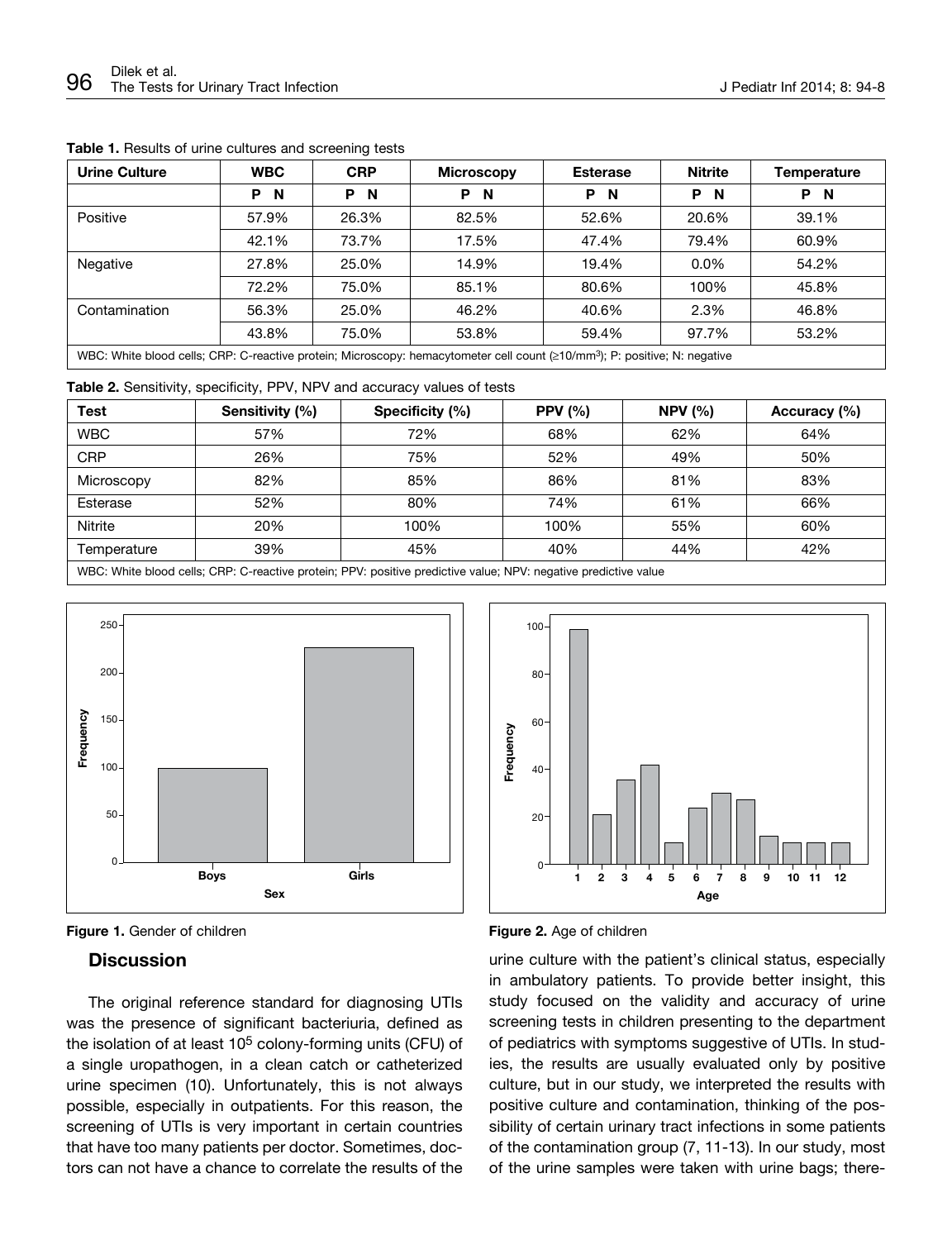**Table 1.** Results of urine cultures and screening tests

| Urine Culture | WBC | CRP | Microscopy | Esterase | Nitrite | Temperature |
|---|---|---|---|---|---|---|
| | P N | P N | P N | P N | P N | P N |
| Positive | 57.9% | 26.3% | 82.5% | 52.6% | 20.6% | 39.1% |
| | 42.1% | 73.7% | 17.5% | 47.4% | 79.4% | 60.9% |
| Negative | 27.8% | 25.0% | 14.9% | 19.4% | 0.0% | 54.2% |
| | 72.2% | 75.0% | 85.1% | 80.6% | 100% | 45.8% |
| Contamination | 56.3% | 25.0% | 46.2% | 40.6% | 2.3% | 46.8% |
| | 43.8% | 75.0% | 53.8% | 59.4% | 97.7% | 53.2% |

WBC: White blood cells; CRP: C-reactive protein; Microscopy: hemacytometer cell count (≥10/mm³); P: positive; N: negative

**Table 2.** Sensitivity, specificity, PPV, NPV and accuracy values of tests

| Test | Sensitivity (%) | Specificity (%) | PPV (%) | NPV (%) | Accuracy (%) |
|---|---|---|---|---|---|
| WBC | 57% | 72% | 68% | 62% | 64% |
| CRP | 26% | 75% | 52% | 49% | 50% |
| Microscopy | 82% | 85% | 86% | 81% | 83% |
| Esterase | 52% | 80% | 74% | 61% | 66% |
| Nitrite | 20% | 100% | 100% | 55% | 60% |
| Temperature | 39% | 45% | 40% | 44% | 42% |

WBC: White blood cells; CRP: C-reactive protein; PPV: positive predictive value; NPV: negative predictive value

Frequency
250
200
150
100
50
0
Boys
Girls
Sex

**Figure 1.** Gender of children

Frequency
100
80
60
40
20
0
1 2 3 4 5 6 7 8 9 10 11 12
Age

**Figure 2.** Age of children

## Discussion

The original reference standard for diagnosing UTIs was the presence of significant bacteriuria, defined as the isolation of at least $10^5$ colony-forming units (CFU) of a single uropathogen, in a clean catch or catheterized urine specimen (10). Unfortunately, this is not always possible, especially in outpatients. For this reason, the screening of UTIs is very important in certain countries that have too many patients per doctor. Sometimes, doctors can not have a chance to correlate the results of the urine culture with the patient's clinical status, especially in ambulatory patients. To provide better insight, this study focused on the validity and accuracy of urine screening tests in children presenting to the department of pediatrics with symptoms suggestive of UTIs. In studies, the results are usually evaluated only by positive culture, but in our study, we interpreted the results with positive culture and contamination, thinking of the possibility of certain urinary tract infections in some patients of the contamination group (7, 11-13). In our study, most of the urine samples were taken with urine bags; there-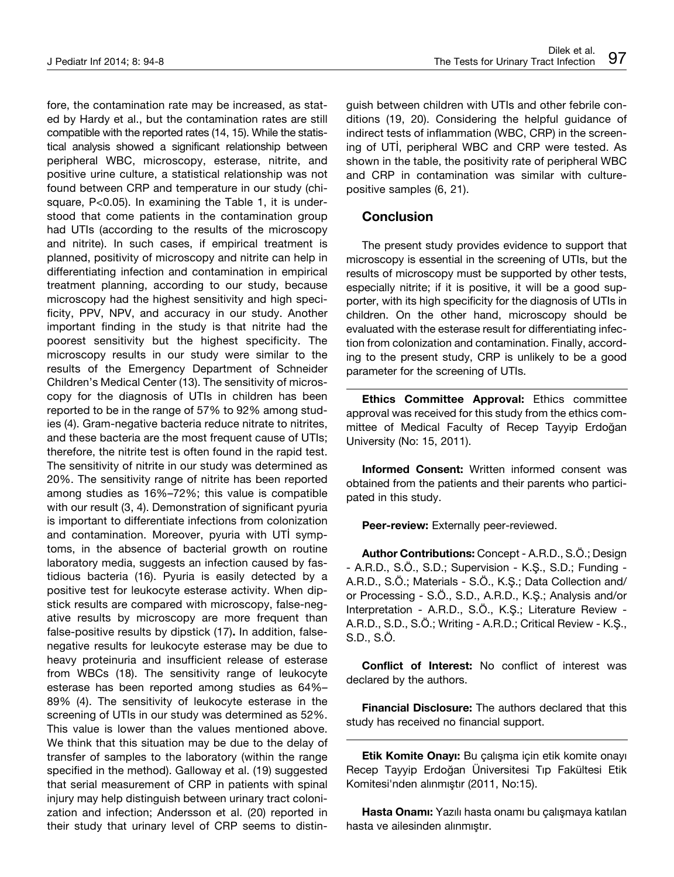fore, the contamination rate may be increased, as stated by Hardy et al., but the contamination rates are still compatible with the reported rates (14, 15). While the statistical analysis showed a significant relationship between peripheral WBC, microscopy, esterase, nitrite, and positive urine culture, a statistical relationship was not found between CRP and temperature in our study (chi-square, $P<0.05$). In examining the Table 1, it is understood that come patients in the contamination group had UTIs (according to the results of the microscopy and nitrite). In such cases, if empirical treatment is planned, positivity of microscopy and nitrite can help in differentiating infection and contamination in empirical treatment planning, according to our study, because microscopy had the highest sensitivity and high specificity, PPV, NPV, and accuracy in our study. Another important finding in the study is that nitrite had the poorest sensitivity but the highest specificity. The microscopy results in our study were similar to the results of the Emergency Department of Schneider Children's Medical Center (13). The sensitivity of microscopy for the diagnosis of UTIs in children has been reported to be in the range of 57% to 92% among studies (4). Gram-negative bacteria reduce nitrate to nitrites, and these bacteria are the most frequent cause of UTIs; therefore, the nitrite test is often found in the rapid test. The sensitivity of nitrite in our study was determined as 20%. The sensitivity range of nitrite has been reported among studies as 16%–72%; this value is compatible with our result (3, 4). Demonstration of significant pyuria is important to differentiate infections from colonization and contamination. Moreover, pyuria with UTİ symptoms, in the absence of bacterial growth on routine laboratory media, suggests an infection caused by fastidious bacteria (16). Pyuria is easily detected by a positive test for leukocyte esterase activity. When dipstick results are compared with microscopy, false-negative results by microscopy are more frequent than false-positive results by dipstick (17)**.** In addition, false-negative results for leukocyte esterase may be due to heavy proteinuria and insufficient release of esterase from WBCs (18). The sensitivity range of leukocyte esterase has been reported among studies as 64%–89% (4). The sensitivity of leukocyte esterase in the screening of UTIs in our study was determined as 52%. This value is lower than the values mentioned above. We think that this situation may be due to the delay of transfer of samples to the laboratory (within the range specified in the method). Galloway et al. (19) suggested that serial measurement of CRP in patients with spinal injury may help distinguish between urinary tract colonization and infection; Andersson et al. (20) reported in their study that urinary level of CRP seems to distinguish between children with UTIs and other febrile conditions (19, 20). Considering the helpful guidance of indirect tests of inflammation (WBC, CRP) in the screening of UTİ, peripheral WBC and CRP were tested. As shown in the table, the positivity rate of peripheral WBC and CRP in contamination was similar with culture-positive samples (6, 21).

## Conclusion

The present study provides evidence to support that microscopy is essential in the screening of UTIs, but the results of microscopy must be supported by other tests, especially nitrite; if it is positive, it will be a good supporter, with its high specificity for the diagnosis of UTIs in children. On the other hand, microscopy should be evaluated with the esterase result for differentiating infection from colonization and contamination. Finally, according to the present study, CRP is unlikely to be a good parameter for the screening of UTIs.

**Ethics Committee Approval:** Ethics committee approval was received for this study from the ethics committee of Medical Faculty of Recep Tayyip Erdoğan University (No: 15, 2011).

**Informed Consent:** Written informed consent was obtained from the patients and their parents who participated in this study.

**Peer-review:** Externally peer-reviewed.

**Author Contributions:** Concept - A.R.D., S.Ö.; Design - A.R.D., S.Ö., S.D.; Supervision - K.Ş., S.D.; Funding - A.R.D., S.Ö.; Materials - S.Ö., K.Ş.; Data Collection and/or Processing - S.Ö., S.D., A.R.D., K.Ş.; Analysis and/or Interpretation - A.R.D., S.Ö., K.Ş.; Literature Review - A.R.D., S.D., S.Ö.; Writing - A.R.D.; Critical Review - K.Ş., S.D., S.Ö.

**Conflict of Interest:** No conflict of interest was declared by the authors.

**Financial Disclosure:** The authors declared that this study has received no financial support.

**Etik Komite Onayı:** Bu çalışma için etik komite onayı Recep Tayyip Erdoğan Üniversitesi Tıp Fakültesi Etik Komitesi'nden alınmıştır (2011, No:15).

**Hasta Onamı:** Yazılı hasta onamı bu çalışmaya katılan hasta ve ailesinden alınmıştır.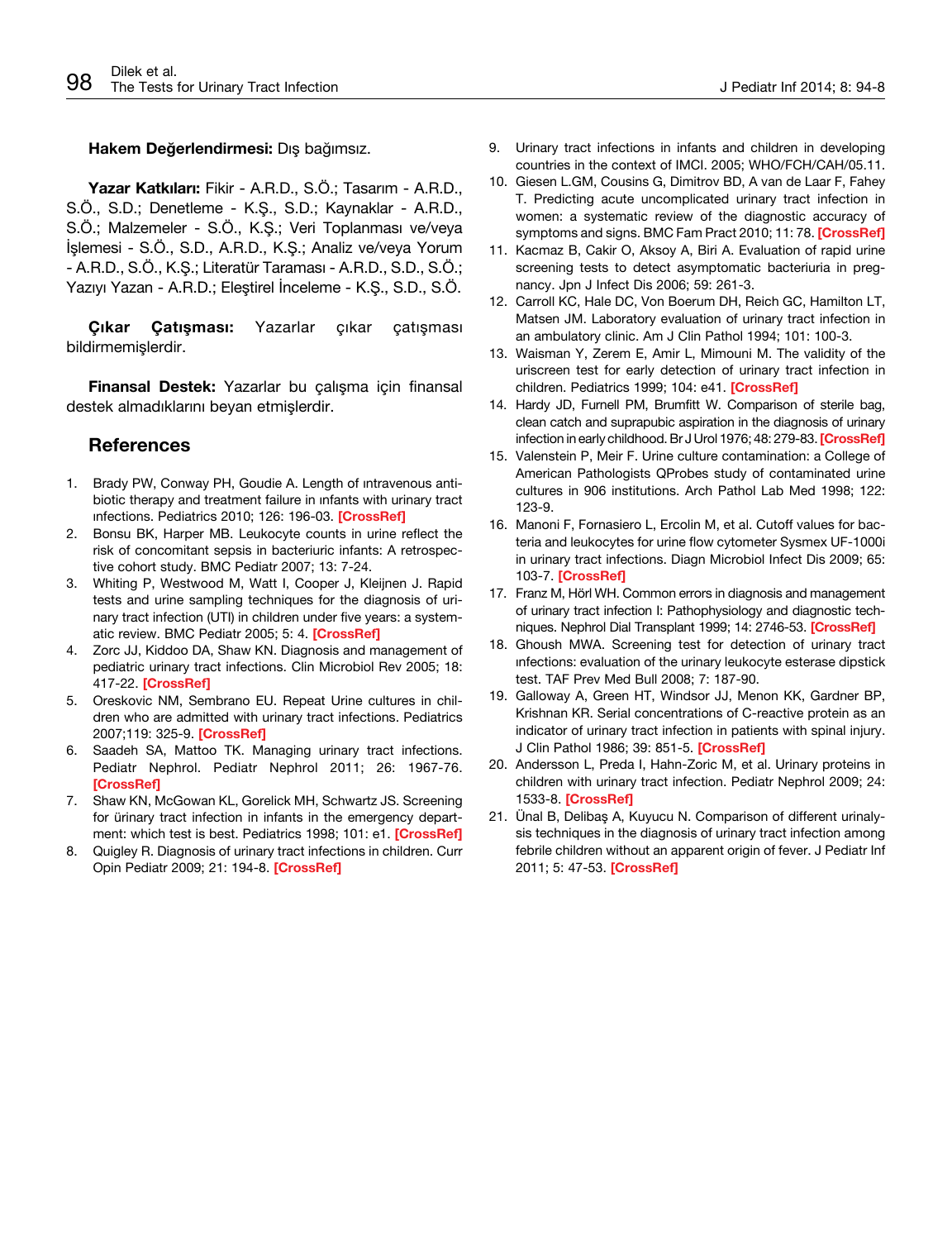**Hakem Değerlendirmesi:** Dış bağımsız.

**Yazar Katkıları:** Fikir - A.R.D., S.Ö.; Tasarım - A.R.D., S.Ö., S.D.; Denetleme - K.Ş., S.D.; Kaynaklar - A.R.D., S.Ö.; Malzemeler - S.Ö., K.Ş.; Veri Toplanması ve/veya İşlemesi - S.Ö., S.D., A.R.D., K.Ş.; Analiz ve/veya Yorum - A.R.D., S.Ö., K.Ş.; Literatür Taraması - A.R.D., S.D., S.Ö.; Yazıyı Yazan - A.R.D.; Eleştirel İnceleme - K.Ş., S.D., S.Ö.

**Çıkar Çatışması:** Yazarlar çıkar çatışması bildirmemişlerdir.

**Finansal Destek:** Yazarlar bu çalışma için finansal destek almadıklarını beyan etmişlerdir.

## References

1. Brady PW, Conway PH, Goudie A. Length of ıntravenous antibiotic therapy and treatment failure in ınfants with urinary tract ınfections. Pediatrics 2010; 126: 196-03. [CrossRef]
2. Bonsu BK, Harper MB. Leukocyte counts in urine reflect the risk of concomitant sepsis in bacteriuric infants: A retrospective cohort study. BMC Pediatr 2007; 13: 7-24.
3. Whiting P, Westwood M, Watt I, Cooper J, Kleijnen J. Rapid tests and urine sampling techniques for the diagnosis of urinary tract infection (UTI) in children under five years: a systematic review. BMC Pediatr 2005; 5: 4. [CrossRef]
4. Zorc JJ, Kiddoo DA, Shaw KN. Diagnosis and management of pediatric urinary tract infections. Clin Microbiol Rev 2005; 18: 417-22. [CrossRef]
5. Oreskovic NM, Sembrano EU. Repeat Urine cultures in children who are admitted with urinary tract infections. Pediatrics 2007;119: 325-9. [CrossRef]
6. Saadeh SA, Mattoo TK. Managing urinary tract infections. Pediatr Nephrol. Pediatr Nephrol 2011; 26: 1967-76. [CrossRef]
7. Shaw KN, McGowan KL, Gorelick MH, Schwartz JS. Screening for ürinary tract infection in infants in the emergency department: which test is best. Pediatrics 1998; 101: e1. [CrossRef]
8. Quigley R. Diagnosis of urinary tract infections in children. Curr Opin Pediatr 2009; 21: 194-8. [CrossRef]
9. Urinary tract infections in infants and children in developing countries in the context of IMCI. 2005; WHO/FCH/CAH/05.11.
10. Giesen L.GM, Cousins G, Dimitrov BD, A van de Laar F, Fahey T. Predicting acute uncomplicated urinary tract infection in women: a systematic review of the diagnostic accuracy of symptoms and signs. BMC Fam Pract 2010; 11: 78. [CrossRef]
11. Kacmaz B, Cakir O, Aksoy A, Biri A. Evaluation of rapid urine screening tests to detect asymptomatic bacteriuria in pregnancy. Jpn J Infect Dis 2006; 59: 261-3.
12. Carroll KC, Hale DC, Von Boerum DH, Reich GC, Hamilton LT, Matsen JM. Laboratory evaluation of urinary tract infection in an ambulatory clinic. Am J Clin Pathol 1994; 101: 100-3.
13. Waisman Y, Zerem E, Amir L, Mimouni M. The validity of the uriscreen test for early detection of urinary tract infection in children. Pediatrics 1999; 104: e41. [CrossRef]
14. Hardy JD, Furnell PM, Brumfitt W. Comparison of sterile bag, clean catch and suprapubic aspiration in the diagnosis of urinary infection in early childhood. Br J Urol 1976; 48: 279-83. [CrossRef]
15. Valenstein P, Meir F. Urine culture contamination: a College of American Pathologists QProbes study of contaminated urine cultures in 906 institutions. Arch Pathol Lab Med 1998; 122: 123-9.
16. Manoni F, Fornasiero L, Ercolin M, et al. Cutoff values for bacteria and leukocytes for urine flow cytometer Sysmex UF-1000i in urinary tract infections. Diagn Microbiol Infect Dis 2009; 65: 103-7. [CrossRef]
17. Franz M, Hörl WH. Common errors in diagnosis and management of urinary tract infection I: Pathophysiology and diagnostic techniques. Nephrol Dial Transplant 1999; 14: 2746-53. [CrossRef]
18. Ghoush MWA. Screening test for detection of urinary tract ınfections: evaluation of the urinary leukocyte esterase dipstick test. TAF Prev Med Bull 2008; 7: 187-90.
19. Galloway A, Green HT, Windsor JJ, Menon KK, Gardner BP, Krishnan KR. Serial concentrations of C-reactive protein as an indicator of urinary tract infection in patients with spinal injury. J Clin Pathol 1986; 39: 851-5. [CrossRef]
20. Andersson L, Preda I, Hahn-Zoric M, et al. Urinary proteins in children with urinary tract infection. Pediatr Nephrol 2009; 24: 1533-8. [CrossRef]
21. Ünal B, Delibaş A, Kuyucu N. Comparison of different urinalysis techniques in the diagnosis of urinary tract infection among febrile children without an apparent origin of fever. J Pediatr Inf 2011; 5: 47-53. [CrossRef]